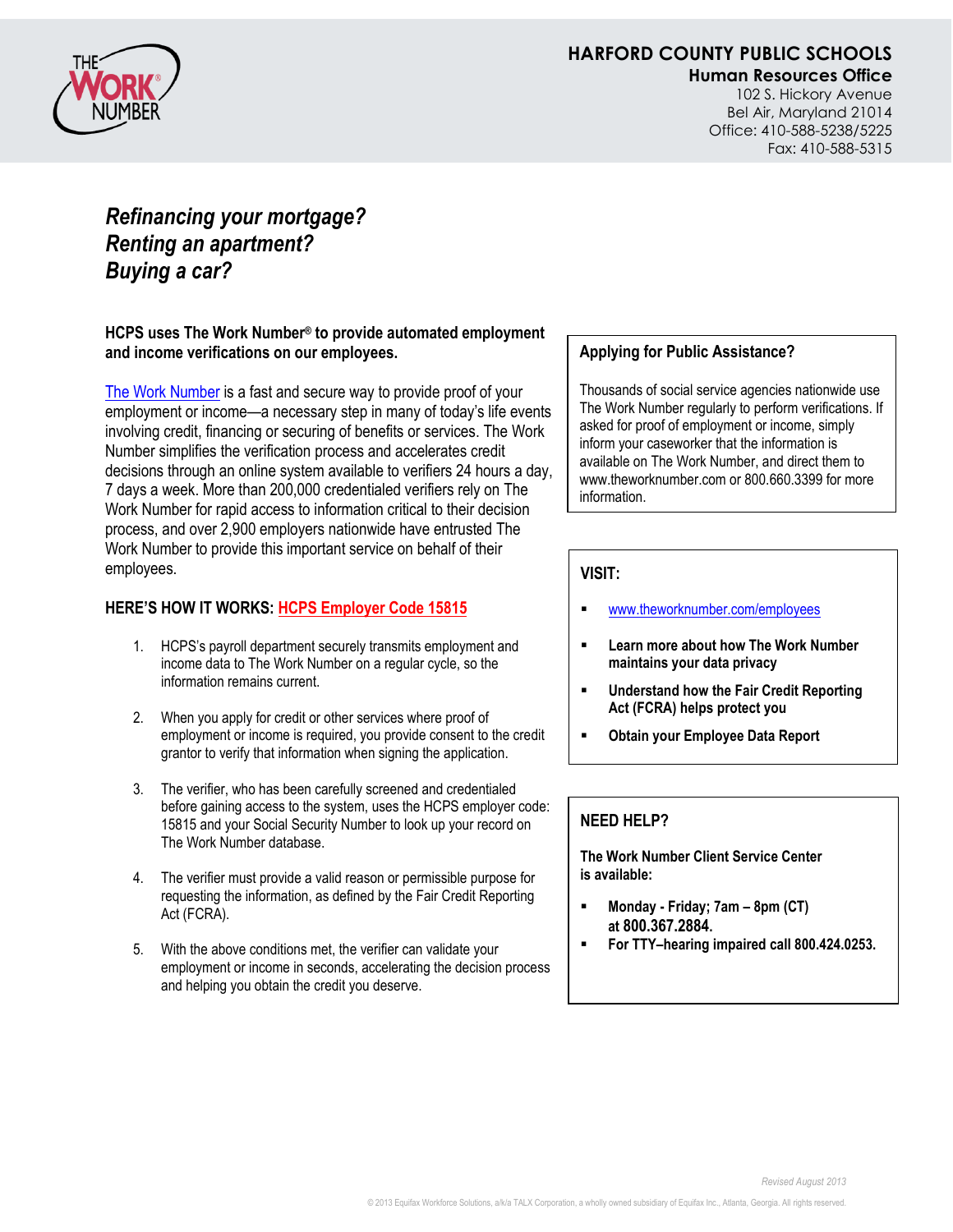# HARFORD COUNTY PUBLIC SCHOOLS

**Human Resources Office**
102 S. Hickory Avenue
Bel Air, Maryland 21014
Office: 410-588-5238/5225
Fax: 410-588-5315

***Refinancing your mortgage?***
***Renting an apartment?***
***Buying a car?***

**HCPS uses The Work Number® to provide automated employment and income verifications on our employees.**

The Work Number is a fast and secure way to provide proof of your employment or income—a necessary step in many of today's life events involving credit, financing or securing of benefits or services. The Work Number simplifies the verification process and accelerates credit decisions through an online system available to verifiers 24 hours a day, 7 days a week. More than 200,000 credentialed verifiers rely on The Work Number for rapid access to information critical to their decision process, and over 2,900 employers nationwide have entrusted The Work Number to provide this important service on behalf of their employees.

**HERE'S HOW IT WORKS: HCPS Employer Code 15815**

1. HCPS's payroll department securely transmits employment and income data to The Work Number on a regular cycle, so the information remains current.
2. When you apply for credit or other services where proof of employment or income is required, you provide consent to the credit grantor to verify that information when signing the application.
3. The verifier, who has been carefully screened and credentialed before gaining access to the system, uses the HCPS employer code: 15815 and your Social Security Number to look up your record on The Work Number database.
4. The verifier must provide a valid reason or permissible purpose for requesting the information, as defined by the Fair Credit Reporting Act (FCRA).
5. With the above conditions met, the verifier can validate your employment or income in seconds, accelerating the decision process and helping you obtain the credit you deserve.

**Applying for Public Assistance?**

Thousands of social service agencies nationwide use The Work Number regularly to perform verifications. If asked for proof of employment or income, simply inform your caseworker that the information is available on The Work Number, and direct them to www.theworknumber.com or 800.660.3399 for more information.

**VISIT:**

- www.theworknumber.com/employees
- **Learn more about how The Work Number maintains your data privacy**
- **Understand how the Fair Credit Reporting Act (FCRA) helps protect you**
- **Obtain your Employee Data Report**

**NEED HELP?**

**The Work Number Client Service Center is available:**

- **Monday - Friday; 7am – 8pm (CT) at 800.367.2884.**
- **For TTY–hearing impaired call 800.424.0253.**

*Revised August 2013*

© 2013 Equifax Workforce Solutions, a/k/a TALX Corporation, a wholly owned subsidiary of Equifax Inc., Atlanta, Georgia. All rights reserved.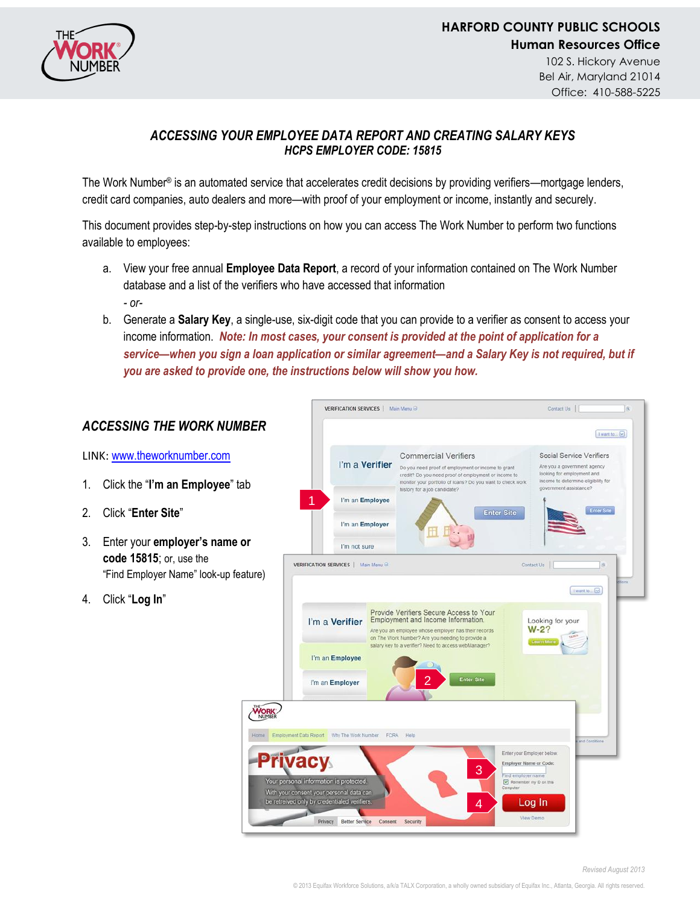HARFORD COUNTY PUBLIC SCHOOLS
**Human Resources Office**
102 S. Hickory Avenue
Bel Air, Maryland 21014
Office: 410-588-5225

## *ACCESSING YOUR EMPLOYEE DATA REPORT AND CREATING SALARY KEYS*
### *HCPS EMPLOYER CODE: 15815*

The Work Number® is an automated service that accelerates credit decisions by providing verifiers—mortgage lenders, credit card companies, auto dealers and more—with proof of your employment or income, instantly and securely.

This document provides step-by-step instructions on how you can access The Work Number to perform two functions available to employees:

a. View your free annual **Employee Data Report**, a record of your information contained on The Work Number database and a list of the verifiers who have accessed that information

   *- or-*

b. Generate a **Salary Key**, a single-use, six-digit code that you can provide to a verifier as consent to access your income information. ***Note: In most cases, your consent is provided at the point of application for a service—when you sign a loan application or similar agreement—and a Salary Key is not required, but if you are asked to provide one, the instructions below will show you how.***

## *ACCESSING THE WORK NUMBER*

LINK: www.theworknumber.com

1. Click the "**I'm an Employee**" tab
2. Click "**Enter Site**"
3. Enter your **employer's name or code 15815**; or, use the "Find Employer Name" look-up feature)
4. Click "**Log In**"

*Revised August 2013*

© 2013 Equifax Workforce Solutions, a/k/a TALX Corporation, a wholly owned subsidiary of Equifax Inc., Atlanta, Georgia. All rights reserved.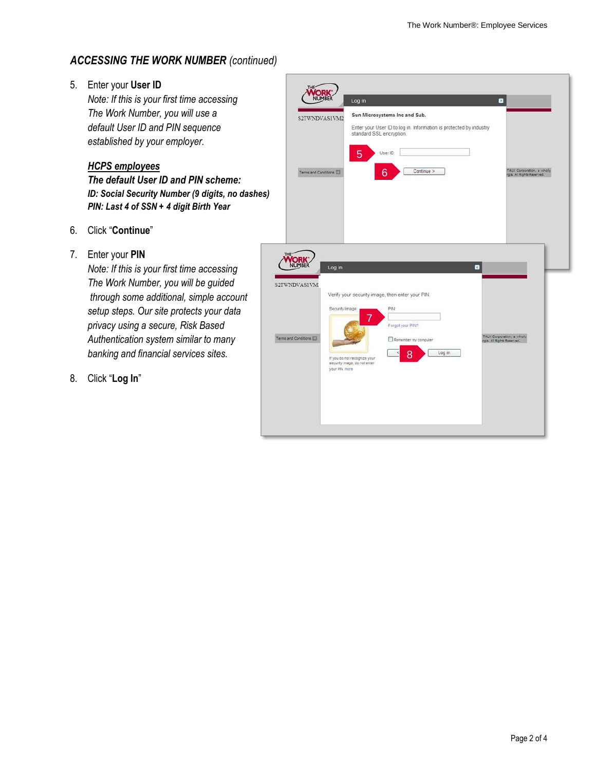## *ACCESSING THE WORK NUMBER (continued)*

5. Enter your **User ID**
   *Note: If this is your first time accessing The Work Number, you will use a default User ID and PIN sequence established by your employer.*

   ***HCPS employees***
   ***The default User ID and PIN scheme:***
   ***ID: Social Security Number (9 digits, no dashes)***
   ***PIN: Last 4 of SSN + 4 digit Birth Year***

6. Click "**Continue**"

7. Enter your **PIN**
   *Note: If this is your first time accessing The Work Number, you will be guided through some additional, simple account setup steps. Our site protects your data privacy using a secure, Risk Based Authentication system similar to many banking and financial services sites.*

8. Click "**Log In**"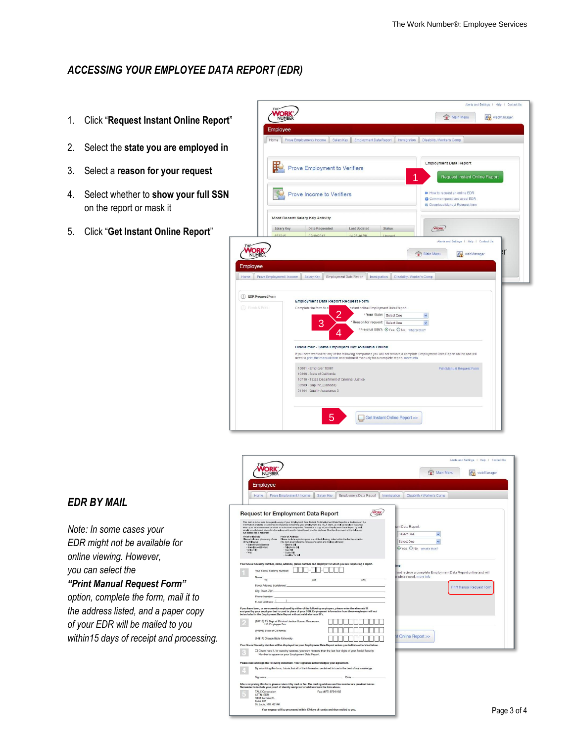## *ACCESSING YOUR EMPLOYEE DATA REPORT (EDR)*

1. Click "**Request Instant Online Report**"
2. Select the **state you are employed in**
3. Select a **reason for your request**
4. Select whether to **show your full SSN** on the report or mask it
5. Click "**Get Instant Online Report**"

## *EDR BY MAIL*

*Note: In some cases your EDR might not be available for online viewing. However, you can select the* ***"Print Manual Request Form"*** *option, complete the form, mail it to the address listed, and a paper copy of your EDR will be mailed to you within15 days of receipt and processing.*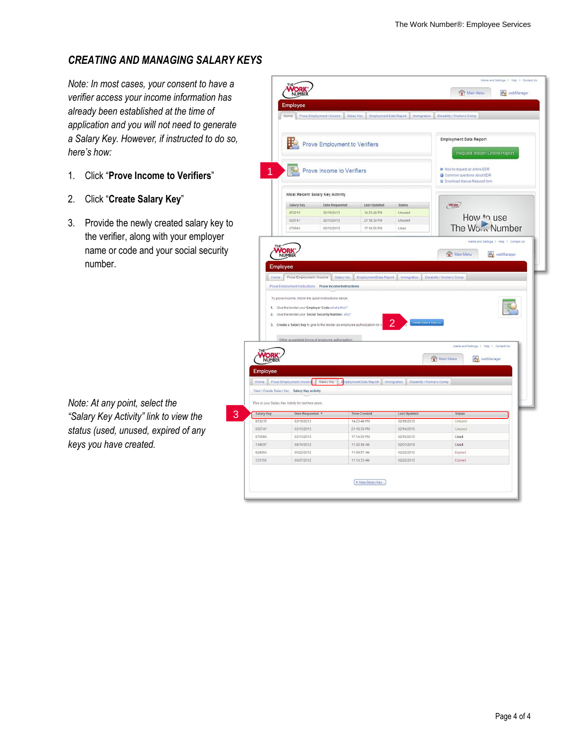## CREATING AND MANAGING SALARY KEYS

*Note: In most cases, your consent to have a verifier access your income information has already been established at the time of application and you will not need to generate a Salary Key. However, if instructed to do so, here's how:*

1. Click "**Prove Income to Verifiers**"
2. Click "**Create Salary Key**"
3. Provide the newly created salary key to the verifier, along with your employer name or code and your social security number.

*Note: At any point, select the "Salary Key Activity" link to view the status (used, unused, expired of any keys you have created.*